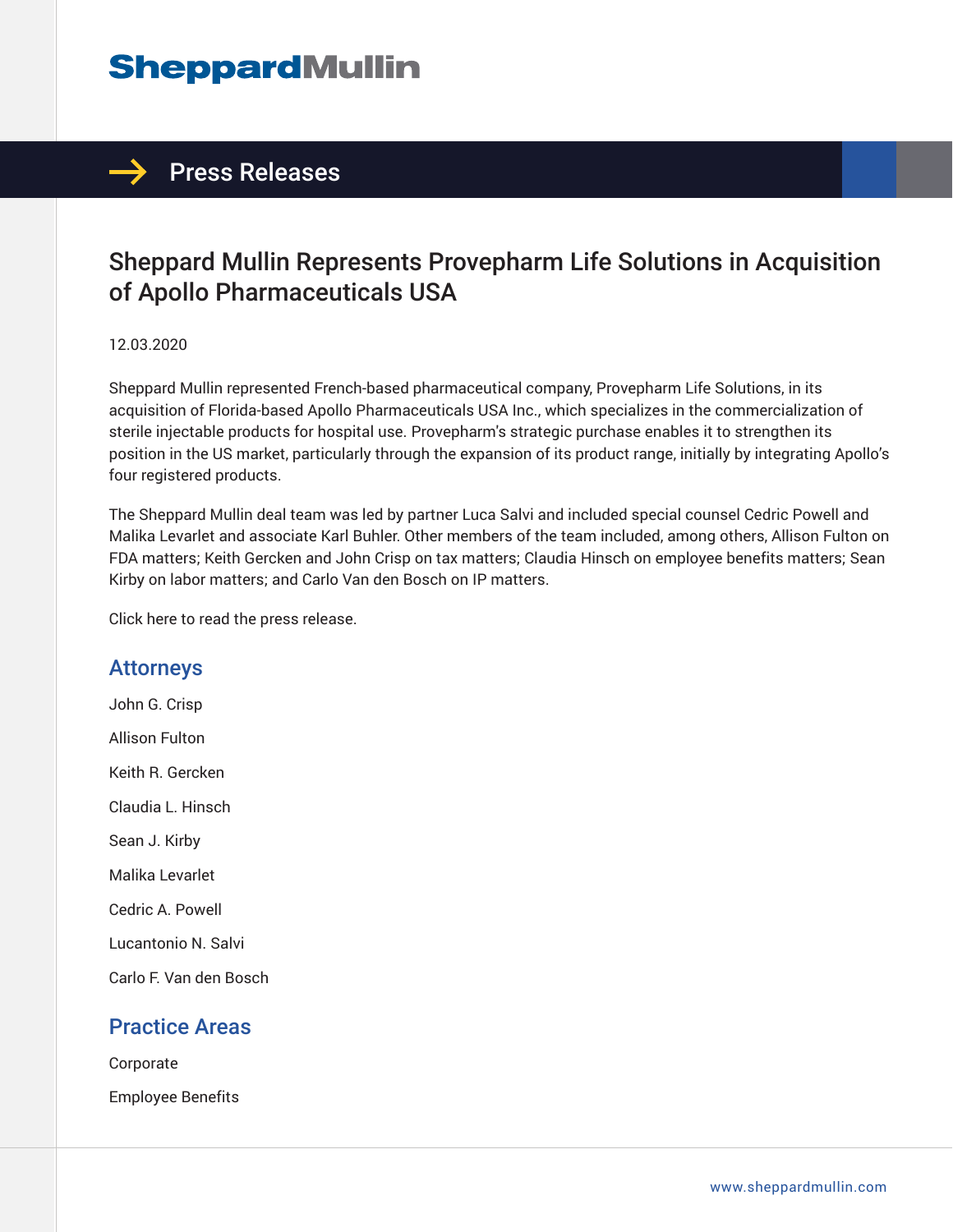# SheppardMullin

## Press Releases

# Sheppard Mullin Represents Provepharm Life Solutions in Acquisition of Apollo Pharmaceuticals USA

12.03.2020

Sheppard Mullin represented French-based pharmaceutical company, Provepharm Life Solutions, in its acquisition of Florida-based Apollo Pharmaceuticals USA Inc., which specializes in the commercialization of sterile injectable products for hospital use. Provepharm's strategic purchase enables it to strengthen its position in the US market, particularly through the expansion of its product range, initially by integrating Apollo's four registered products.

The Sheppard Mullin deal team was led by partner Luca Salvi and included special counsel Cedric Powell and Malika Levarlet and associate Karl Buhler. Other members of the team included, among others, Allison Fulton on FDA matters; Keith Gercken and John Crisp on tax matters; Claudia Hinsch on employee benefits matters; Sean Kirby on labor matters; and Carlo Van den Bosch on IP matters.

Click here to read the press release.

## Attorneys

John G. Crisp

Allison Fulton

Keith R. Gercken

Claudia L. Hinsch

Sean J. Kirby

Malika Levarlet

Cedric A. Powell

Lucantonio N. Salvi

Carlo F. Van den Bosch

## Practice Areas

Corporate

Employee Benefits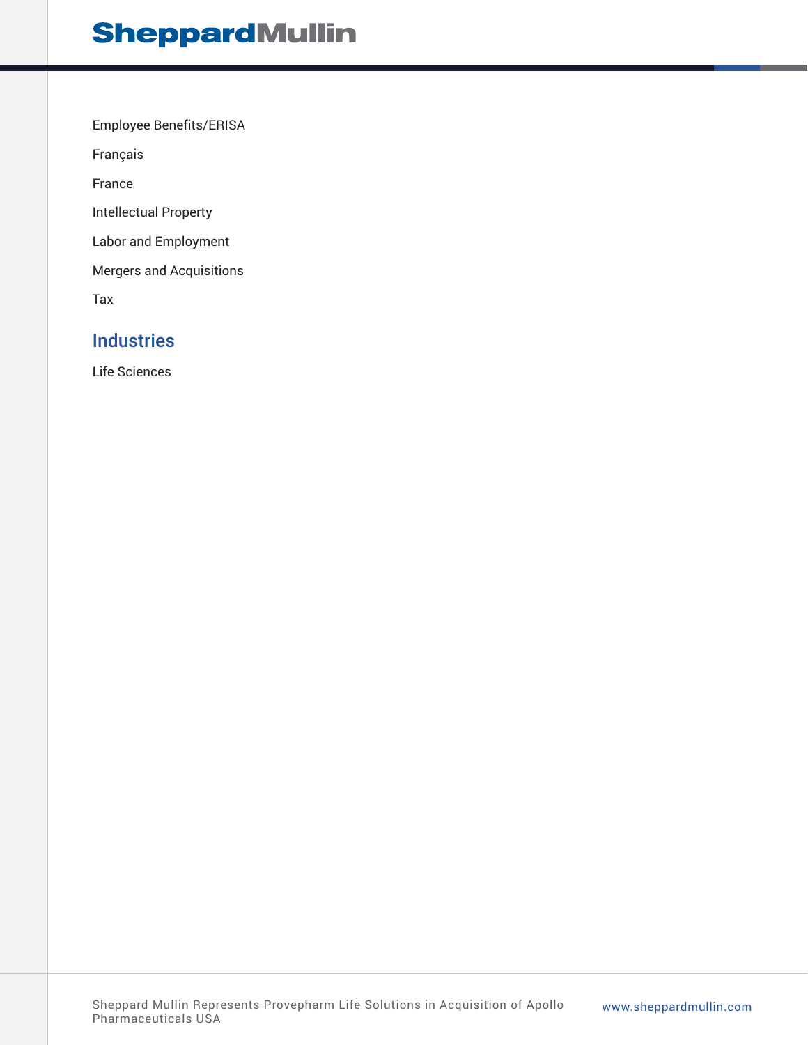Employee Benefits/ERISA

Français

France

Intellectual Property

Labor and Employment

Mergers and Acquisitions

Tax

## Industries

Life Sciences